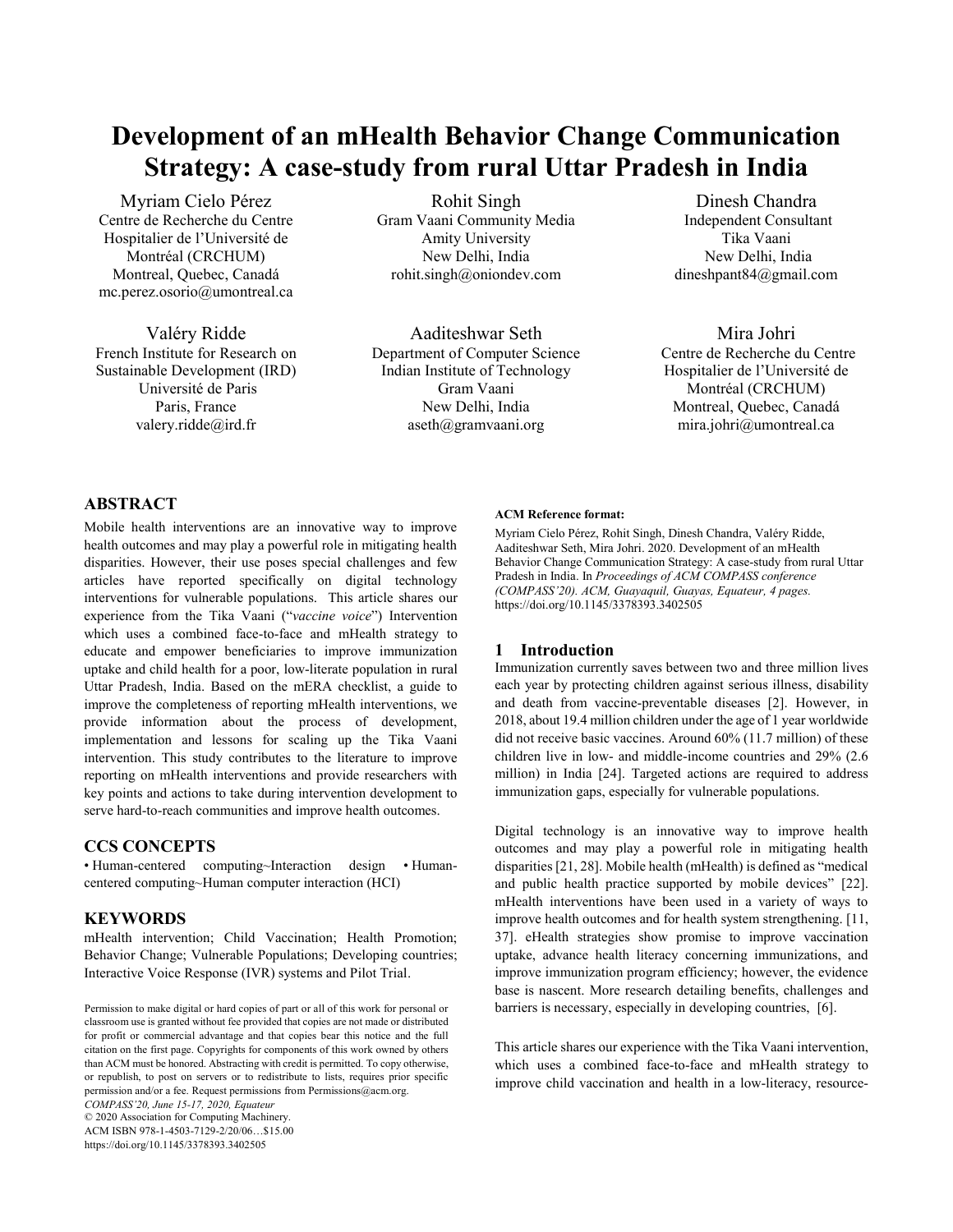# Development of an mHealth Behavior Change Communication Strategy: A case-study from rural Uttar Pradesh in India

Myriam Cielo Pérez
Centre de Recherche du Centre Hospitalier de l'Université de Montréal (CRCHUM)
Montreal, Quebec, Canadá
mc.perez.osorio@umontreal.ca

Rohit Singh
Gram Vaani Community Media
Amity University
New Delhi, India
rohit.singh@oniondev.com

Dinesh Chandra
Independent Consultant
Tika Vaani
New Delhi, India
dineshpant84@gmail.com

Valéry Ridde
French Institute for Research on Sustainable Development (IRD)
Université de Paris
Paris, France
valery.ridde@ird.fr

Aaditeshwar Seth
Department of Computer Science
Indian Institute of Technology
Gram Vaani
New Delhi, India
aseth@gramvaani.org

Mira Johri
Centre de Recherche du Centre Hospitalier de l'Université de Montréal (CRCHUM)
Montreal, Quebec, Canadá
mira.johri@umontreal.ca

## ABSTRACT

Mobile health interventions are an innovative way to improve health outcomes and may play a powerful role in mitigating health disparities. However, their use poses special challenges and few articles have reported specifically on digital technology interventions for vulnerable populations. This article shares our experience from the Tika Vaani ("*vaccine voice*") Intervention which uses a combined face-to-face and mHealth strategy to educate and empower beneficiaries to improve immunization uptake and child health for a poor, low-literate population in rural Uttar Pradesh, India. Based on the mERA checklist, a guide to improve the completeness of reporting mHealth interventions, we provide information about the process of development, implementation and lessons for scaling up the Tika Vaani intervention. This study contributes to the literature to improve reporting on mHealth interventions and provide researchers with key points and actions to take during intervention development to serve hard-to-reach communities and improve health outcomes.

## CCS CONCEPTS

• Human-centered computing~Interaction design • Human-centered computing~Human computer interaction (HCI)

## KEYWORDS

mHealth intervention; Child Vaccination; Health Promotion; Behavior Change; Vulnerable Populations; Developing countries; Interactive Voice Response (IVR) systems and Pilot Trial.

Permission to make digital or hard copies of part or all of this work for personal or classroom use is granted without fee provided that copies are not made or distributed for profit or commercial advantage and that copies bear this notice and the full citation on the first page. Copyrights for components of this work owned by others than ACM must be honored. Abstracting with credit is permitted. To copy otherwise, or republish, to post on servers or to redistribute to lists, requires prior specific permission and/or a fee. Request permissions from Permissions@acm.org.
*COMPASS'20, June 15-17, 2020, Equateur*
© 2020 Association for Computing Machinery.
ACM ISBN 978-1-4503-7129-2/20/06…$15.00
https://doi.org/10.1145/3378393.3402505

**ACM Reference format:**

Myriam Cielo Pérez, Rohit Singh, Dinesh Chandra, Valéry Ridde, Aaditeshwar Seth, Mira Johri. 2020. Development of an mHealth Behavior Change Communication Strategy: A case-study from rural Uttar Pradesh in India. In *Proceedings of ACM COMPASS conference (COMPASS'20). ACM, Guayaquil, Guayas, Equateur, 4 pages.* https://doi.org/10.1145/3378393.3402505

## 1 Introduction

Immunization currently saves between two and three million lives each year by protecting children against serious illness, disability and death from vaccine-preventable diseases [2]. However, in 2018, about 19.4 million children under the age of 1 year worldwide did not receive basic vaccines. Around 60% (11.7 million) of these children live in low- and middle-income countries and 29% (2.6 million) in India [24]. Targeted actions are required to address immunization gaps, especially for vulnerable populations.

Digital technology is an innovative way to improve health outcomes and may play a powerful role in mitigating health disparities [21, 28]. Mobile health (mHealth) is defined as "medical and public health practice supported by mobile devices" [22]. mHealth interventions have been used in a variety of ways to improve health outcomes and for health system strengthening. [11, 37]. eHealth strategies show promise to improve vaccination uptake, advance health literacy concerning immunizations, and improve immunization program efficiency; however, the evidence base is nascent. More research detailing benefits, challenges and barriers is necessary, especially in developing countries, [6].

This article shares our experience with the Tika Vaani intervention, which uses a combined face-to-face and mHealth strategy to improve child vaccination and health in a low-literacy, resource-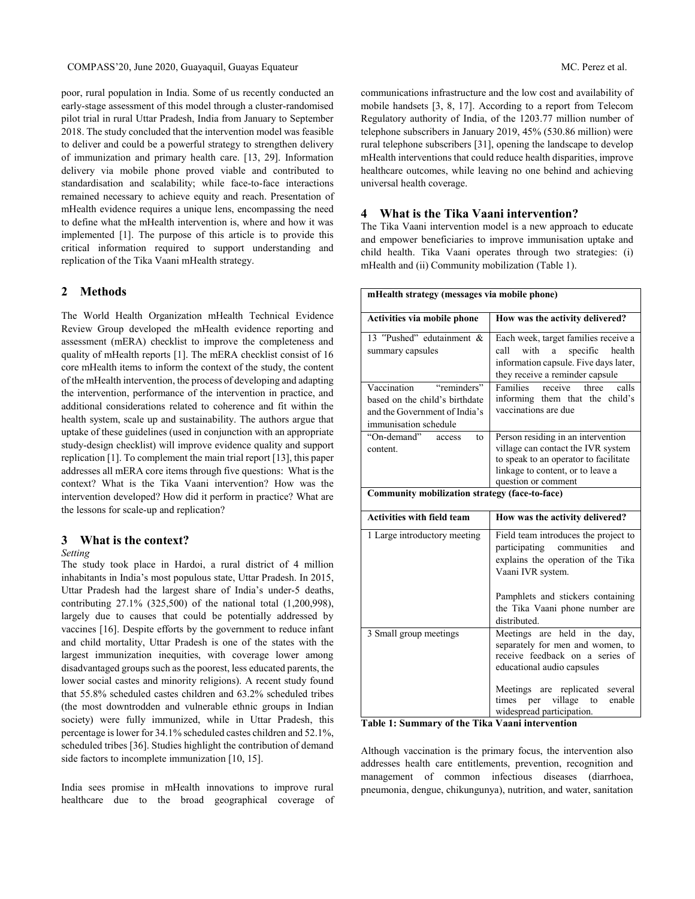poor, rural population in India. Some of us recently conducted an early-stage assessment of this model through a cluster-randomised pilot trial in rural Uttar Pradesh, India from January to September 2018. The study concluded that the intervention model was feasible to deliver and could be a powerful strategy to strengthen delivery of immunization and primary health care. [13, 29]. Information delivery via mobile phone proved viable and contributed to standardisation and scalability; while face-to-face interactions remained necessary to achieve equity and reach. Presentation of mHealth evidence requires a unique lens, encompassing the need to define what the mHealth intervention is, where and how it was implemented [1]. The purpose of this article is to provide this critical information required to support understanding and replication of the Tika Vaani mHealth strategy.

## 2 Methods

The World Health Organization mHealth Technical Evidence Review Group developed the mHealth evidence reporting and assessment (mERA) checklist to improve the completeness and quality of mHealth reports [1]. The mERA checklist consist of 16 core mHealth items to inform the context of the study, the content of the mHealth intervention, the process of developing and adapting the intervention, performance of the intervention in practice, and additional considerations related to coherence and fit within the health system, scale up and sustainability. The authors argue that uptake of these guidelines (used in conjunction with an appropriate study-design checklist) will improve evidence quality and support replication [1]. To complement the main trial report [13], this paper addresses all mERA core items through five questions: What is the context? What is the Tika Vaani intervention? How was the intervention developed? How did it perform in practice? What are the lessons for scale-up and replication?

## 3 What is the context?

*Setting*

The study took place in Hardoi, a rural district of 4 million inhabitants in India's most populous state, Uttar Pradesh. In 2015, Uttar Pradesh had the largest share of India's under-5 deaths, contributing 27.1% (325,500) of the national total (1,200,998), largely due to causes that could be potentially addressed by vaccines [16]. Despite efforts by the government to reduce infant and child mortality, Uttar Pradesh is one of the states with the largest immunization inequities, with coverage lower among disadvantaged groups such as the poorest, less educated parents, the lower social castes and minority religions). A recent study found that 55.8% scheduled castes children and 63.2% scheduled tribes (the most downtrodden and vulnerable ethnic groups in Indian society) were fully immunized, while in Uttar Pradesh, this percentage is lower for 34.1% scheduled castes children and 52.1%, scheduled tribes [36]. Studies highlight the contribution of demand side factors to incomplete immunization [10, 15].

India sees promise in mHealth innovations to improve rural healthcare due to the broad geographical coverage of communications infrastructure and the low cost and availability of mobile handsets [3, 8, 17]. According to a report from Telecom Regulatory authority of India, of the 1203.77 million number of telephone subscribers in January 2019, 45% (530.86 million) were rural telephone subscribers [31], opening the landscape to develop mHealth interventions that could reduce health disparities, improve healthcare outcomes, while leaving no one behind and achieving universal health coverage.

## 4 What is the Tika Vaani intervention?

The Tika Vaani intervention model is a new approach to educate and empower beneficiaries to improve immunisation uptake and child health. Tika Vaani operates through two strategies: (i) mHealth and (ii) Community mobilization (Table 1).

| **mHealth strategy (messages via mobile phone)** | |
|---|---|
| **Activities via mobile phone** | **How was the activity delivered?** |
| 13 "Pushed" edutainment & summary capsules | Each week, target families receive a call with a specific health information capsule. Five days later, they receive a reminder capsule |
| Vaccination "reminders" based on the child's birthdate and the Government of India's immunisation schedule | Families receive three calls informing them that the child's vaccinations are due |
| "On-demand" access to content. | Person residing in an intervention village can contact the IVR system to speak to an operator to facilitate linkage to content, or to leave a question or comment |
| **Community mobilization strategy (face-to-face)** | |
| **Activities with field team** | **How was the activity delivered?** |
| 1 Large introductory meeting | Field team introduces the project to participating communities and explains the operation of the Tika Vaani IVR system.<br><br>Pamphlets and stickers containing the Tika Vaani phone number are distributed. |
| 3 Small group meetings | Meetings are held in the day, separately for men and women, to receive feedback on a series of educational audio capsules<br><br>Meetings are replicated several times per village to enable widespread participation. |

**Table 1: Summary of the Tika Vaani intervention**

Although vaccination is the primary focus, the intervention also addresses health care entitlements, prevention, recognition and management of common infectious diseases (diarrhoea, pneumonia, dengue, chikungunya), nutrition, and water, sanitation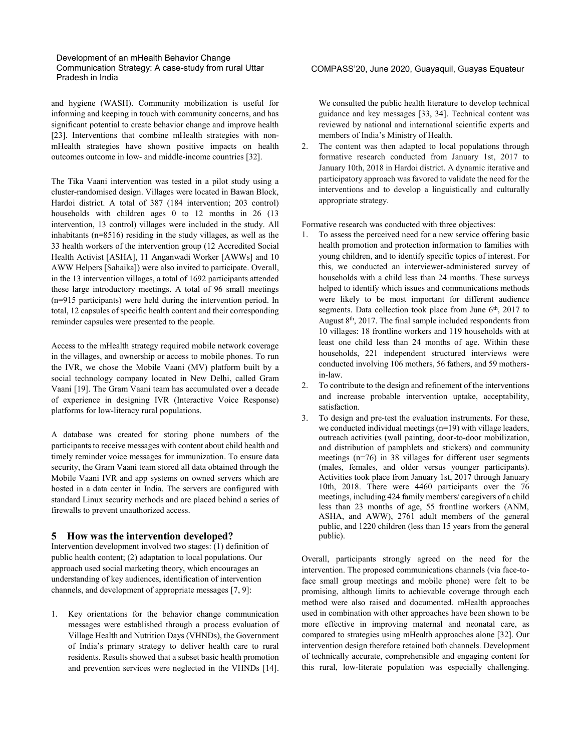and hygiene (WASH). Community mobilization is useful for informing and keeping in touch with community concerns, and has significant potential to create behavior change and improve health [23]. Interventions that combine mHealth strategies with non-mHealth strategies have shown positive impacts on health outcomes outcome in low- and middle-income countries [32].

The Tika Vaani intervention was tested in a pilot study using a cluster-randomised design. Villages were located in Bawan Block, Hardoi district. A total of 387 (184 intervention; 203 control) households with children ages 0 to 12 months in 26 (13 intervention, 13 control) villages were included in the study. All inhabitants (n=8516) residing in the study villages, as well as the 33 health workers of the intervention group (12 Accredited Social Health Activist [ASHA], 11 Anganwadi Worker [AWWs] and 10 AWW Helpers [Sahaika]) were also invited to participate. Overall, in the 13 intervention villages, a total of 1692 participants attended these large introductory meetings. A total of 96 small meetings (n=915 participants) were held during the intervention period. In total, 12 capsules of specific health content and their corresponding reminder capsules were presented to the people.

Access to the mHealth strategy required mobile network coverage in the villages, and ownership or access to mobile phones. To run the IVR, we chose the Mobile Vaani (MV) platform built by a social technology company located in New Delhi, called Gram Vaani [19]. The Gram Vaani team has accumulated over a decade of experience in designing IVR (Interactive Voice Response) platforms for low-literacy rural populations.

A database was created for storing phone numbers of the participants to receive messages with content about child health and timely reminder voice messages for immunization. To ensure data security, the Gram Vaani team stored all data obtained through the Mobile Vaani IVR and app systems on owned servers which are hosted in a data center in India. The servers are configured with standard Linux security methods and are placed behind a series of firewalls to prevent unauthorized access.

## 5 How was the intervention developed?

Intervention development involved two stages: (1) definition of public health content; (2) adaptation to local populations. Our approach used social marketing theory, which encourages an understanding of key audiences, identification of intervention channels, and development of appropriate messages [7, 9]:

1. Key orientations for the behavior change communication messages were established through a process evaluation of Village Health and Nutrition Days (VHNDs), the Government of India's primary strategy to deliver health care to rural residents. Results showed that a subset basic health promotion and prevention services were neglected in the VHNDs [14]. We consulted the public health literature to develop technical guidance and key messages [33, 34]. Technical content was reviewed by national and international scientific experts and members of India's Ministry of Health.
2. The content was then adapted to local populations through formative research conducted from January 1st, 2017 to January 10th, 2018 in Hardoi district. A dynamic iterative and participatory approach was favored to validate the need for the interventions and to develop a linguistically and culturally appropriate strategy.

Formative research was conducted with three objectives:

1. To assess the perceived need for a new service offering basic health promotion and protection information to families with young children, and to identify specific topics of interest. For this, we conducted an interviewer-administered survey of households with a child less than 24 months. These surveys helped to identify which issues and communications methods were likely to be most important for different audience segments. Data collection took place from June 6th, 2017 to August 8th, 2017. The final sample included respondents from 10 villages: 18 frontline workers and 119 households with at least one child less than 24 months of age. Within these households, 221 independent structured interviews were conducted involving 106 mothers, 56 fathers, and 59 mothers-in-law.
2. To contribute to the design and refinement of the interventions and increase probable intervention uptake, acceptability, satisfaction.
3. To design and pre-test the evaluation instruments. For these, we conducted individual meetings (n=19) with village leaders, outreach activities (wall painting, door-to-door mobilization, and distribution of pamphlets and stickers) and community meetings (n=76) in 38 villages for different user segments (males, females, and older versus younger participants). Activities took place from January 1st, 2017 through January 10th, 2018. There were 4460 participants over the 76 meetings, including 424 family members/ caregivers of a child less than 23 months of age, 55 frontline workers (ANM, ASHA, and AWW), 2761 adult members of the general public, and 1220 children (less than 15 years from the general public).

Overall, participants strongly agreed on the need for the intervention. The proposed communications channels (via face-to-face small group meetings and mobile phone) were felt to be promising, although limits to achievable coverage through each method were also raised and documented. mHealth approaches used in combination with other approaches have been shown to be more effective in improving maternal and neonatal care, as compared to strategies using mHealth approaches alone [32]. Our intervention design therefore retained both channels. Development of technically accurate, comprehensible and engaging content for this rural, low-literate population was especially challenging.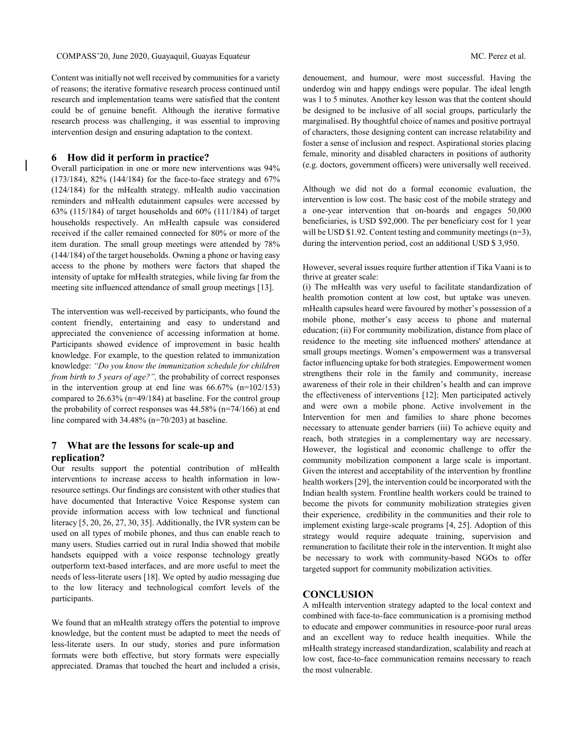Content was initially not well received by communities for a variety of reasons; the iterative formative research process continued until research and implementation teams were satisfied that the content could be of genuine benefit. Although the iterative formative research process was challenging, it was essential to improving intervention design and ensuring adaptation to the context.

## 6 How did it perform in practice?

Overall participation in one or more new interventions was 94% (173/184), 82% (144/184) for the face-to-face strategy and 67% (124/184) for the mHealth strategy. mHealth audio vaccination reminders and mHealth edutainment capsules were accessed by 63% (115/184) of target households and 60% (111/184) of target households respectively. An mHealth capsule was considered received if the caller remained connected for 80% or more of the item duration. The small group meetings were attended by 78% (144/184) of the target households. Owning a phone or having easy access to the phone by mothers were factors that shaped the intensity of uptake for mHealth strategies, while living far from the meeting site influenced attendance of small group meetings [13].

The intervention was well-received by participants, who found the content friendly, entertaining and easy to understand and appreciated the convenience of accessing information at home. Participants showed evidence of improvement in basic health knowledge. For example, to the question related to immunization knowledge: *"Do you know the immunization schedule for children from birth to 5 years of age?",* the probability of correct responses in the intervention group at end line was 66.67% (n=102/153) compared to 26.63% (n=49/184) at baseline. For the control group the probability of correct responses was 44.58% (n=74/166) at end line compared with 34.48% (n=70/203) at baseline.

## 7 What are the lessons for scale-up and replication?

Our results support the potential contribution of mHealth interventions to increase access to health information in low-resource settings. Our findings are consistent with other studies that have documented that Interactive Voice Response system can provide information access with low technical and functional literacy [5, 20, 26, 27, 30, 35]. Additionally, the IVR system can be used on all types of mobile phones, and thus can enable reach to many users. Studies carried out in rural India showed that mobile handsets equipped with a voice response technology greatly outperform text-based interfaces, and are more useful to meet the needs of less-literate users [18]. We opted by audio messaging due to the low literacy and technological comfort levels of the participants.

We found that an mHealth strategy offers the potential to improve knowledge, but the content must be adapted to meet the needs of less-literate users. In our study, stories and pure information formats were both effective, but story formats were especially appreciated. Dramas that touched the heart and included a crisis, denouement, and humour, were most successful. Having the underdog win and happy endings were popular. The ideal length was 1 to 5 minutes. Another key lesson was that the content should be designed to be inclusive of all social groups, particularly the marginalised. By thoughtful choice of names and positive portrayal of characters, those designing content can increase relatability and foster a sense of inclusion and respect. Aspirational stories placing female, minority and disabled characters in positions of authority (e.g. doctors, government officers) were universally well received.

Although we did not do a formal economic evaluation, the intervention is low cost. The basic cost of the mobile strategy and a one-year intervention that on-boards and engages 50,000 beneficiaries, is USD $92,000. The per beneficiary cost for 1 year will be USD $1.92. Content testing and community meetings (n=3), during the intervention period, cost an additional USD $ 3,950.

However, several issues require further attention if Tika Vaani is to thrive at greater scale:
(i) The mHealth was very useful to facilitate standardization of health promotion content at low cost, but uptake was uneven. mHealth capsules heard were favoured by mother's possession of a mobile phone, mother's easy access to phone and maternal education; (ii) For community mobilization, distance from place of residence to the meeting site influenced mothers' attendance at small groups meetings. Women's empowerment was a transversal factor influencing uptake for both strategies. Empowerment women strengthens their role in the family and community, increase awareness of their role in their children's health and can improve the effectiveness of interventions [12]; Men participated actively and were own a mobile phone. Active involvement in the Intervention for men and families to share phone becomes necessary to attenuate gender barriers (iii) To achieve equity and reach, both strategies in a complementary way are necessary. However, the logistical and economic challenge to offer the community mobilization component a large scale is important. Given the interest and acceptability of the intervention by frontline health workers [29], the intervention could be incorporated with the Indian health system. Frontline health workers could be trained to become the pivots for community mobilization strategies given their experience, credibility in the communities and their role to implement existing large-scale programs [4, 25]. Adoption of this strategy would require adequate training, supervision and remuneration to facilitate their role in the intervention. It might also be necessary to work with community-based NGOs to offer targeted support for community mobilization activities.

## CONCLUSION

A mHealth intervention strategy adapted to the local context and combined with face-to-face communication is a promising method to educate and empower communities in resource-poor rural areas and an excellent way to reduce health inequities. While the mHealth strategy increased standardization, scalability and reach at low cost, face-to-face communication remains necessary to reach the most vulnerable.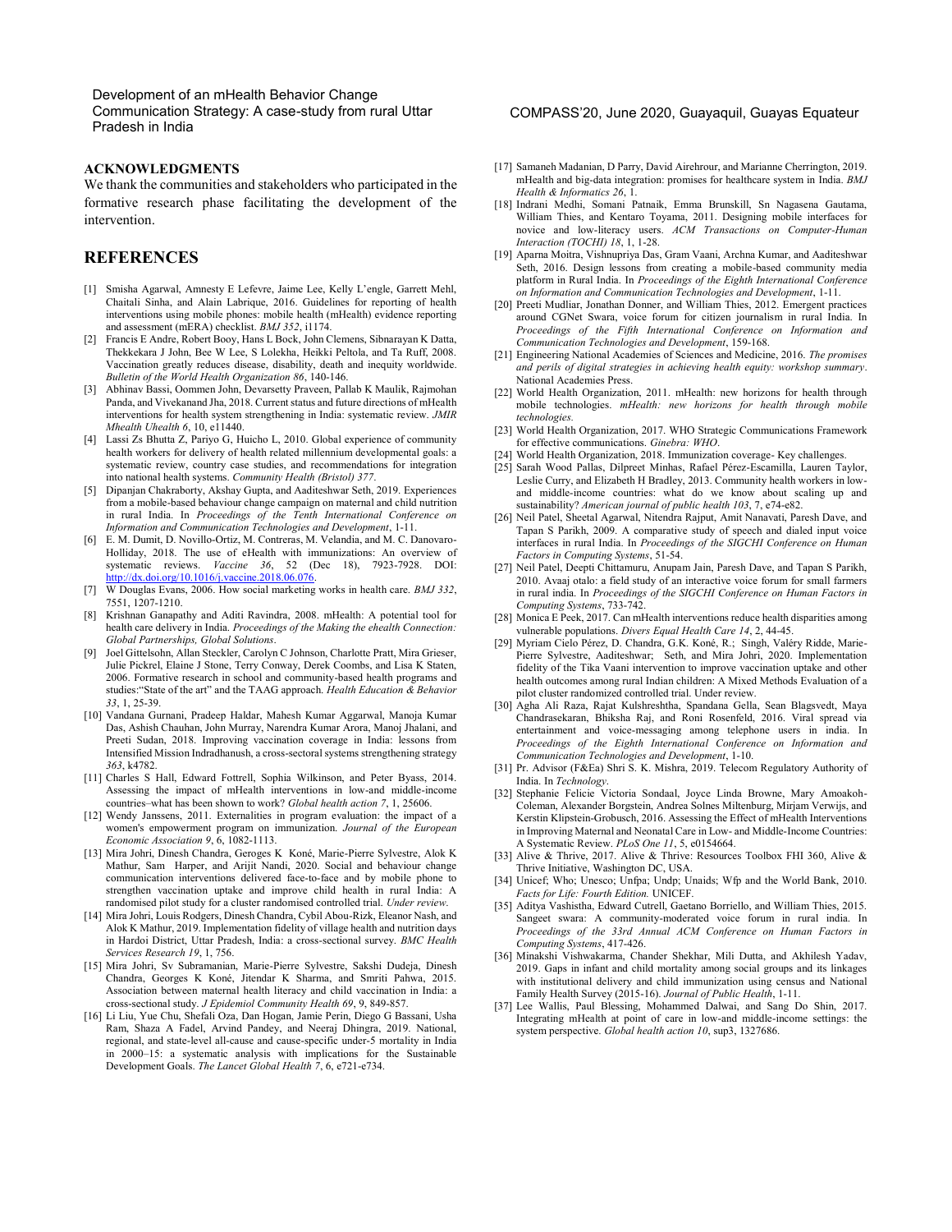## ACKNOWLEDGMENTS

We thank the communities and stakeholders who participated in the formative research phase facilitating the development of the intervention.

## REFERENCES

[1] Smisha Agarwal, Amnesty E Lefevre, Jaime Lee, Kelly L'engle, Garrett Mehl, Chaitali Sinha, and Alain Labrique, 2016. Guidelines for reporting of health interventions using mobile phones: mobile health (mHealth) evidence reporting and assessment (mERA) checklist. *BMJ 352*, i1174.

[2] Francis E Andre, Robert Booy, Hans L Bock, John Clemens, Sibnarayan K Datta, Thekkekara J John, Bee W Lee, S Lolekha, Heikki Peltola, and Ta Ruff, 2008. Vaccination greatly reduces disease, disability, death and inequity worldwide. *Bulletin of the World Health Organization 86*, 140-146.

[3] Abhinav Bassi, Oommen John, Devarsetty Praveen, Pallab K Maulik, Rajmohan Panda, and Vivekanand Jha, 2018. Current status and future directions of mHealth interventions for health system strengthening in India: systematic review. *JMIR Mhealth Uhealth 6*, 10, e11440.

[4] Lassi Zs Bhutta Z, Pariyo G, Huicho L, 2010. Global experience of community health workers for delivery of health related millennium developmental goals: a systematic review, country case studies, and recommendations for integration into national health systems. *Community Health (Bristol) 377*.

[5] Dipanjan Chakraborty, Akshay Gupta, and Aaditeshwar Seth, 2019. Experiences from a mobile-based behaviour change campaign on maternal and child nutrition in rural India. In *Proceedings of the Tenth International Conference on Information and Communication Technologies and Development*, 1-11.

[6] E. M. Dumit, D. Novillo-Ortiz, M. Contreras, M. Velandia, and M. C. Danovaro-Holliday, 2018. The use of eHealth with immunizations: An overview of systematic reviews. *Vaccine 36*, 52 (Dec 18), 7923-7928. DOI: http://dx.doi.org/10.1016/j.vaccine.2018.06.076.

[7] W Douglas Evans, 2006. How social marketing works in health care. *BMJ 332*, 7551, 1207-1210.

[8] Krishnan Ganapathy and Aditi Ravindra, 2008. mHealth: A potential tool for health care delivery in India. *Proceedings of the Making the ehealth Connection: Global Partnerships, Global Solutions*.

[9] Joel Gittelsohn, Allan Steckler, Carolyn C Johnson, Charlotte Pratt, Mira Grieser, Julie Pickrel, Elaine J Stone, Terry Conway, Derek Coombs, and Lisa K Staten, 2006. Formative research in school and community-based health programs and studies:"State of the art" and the TAAG approach. *Health Education & Behavior 33*, 1, 25-39.

[10] Vandana Gurnani, Pradeep Haldar, Mahesh Kumar Aggarwal, Manoja Kumar Das, Ashish Chauhan, John Murray, Narendra Kumar Arora, Manoj Jhalani, and Preeti Sudan, 2018. Improving vaccination coverage in India: lessons from Intensified Mission Indradhanush, a cross-sectoral systems strengthening strategy *363*, k4782.

[11] Charles S Hall, Edward Fottrell, Sophia Wilkinson, and Peter Byass, 2014. Assessing the impact of mHealth interventions in low-and middle-income countries–what has been shown to work? *Global health action 7*, 1, 25606.

[12] Wendy Janssens, 2011. Externalities in program evaluation: the impact of a women's empowerment program on immunization. *Journal of the European Economic Association 9*, 6, 1082-1113.

[13] Mira Johri, Dinesh Chandra, Geroges K Koné, Marie-Pierre Sylvestre, Alok K Mathur, Sam Harper, and Arijit Nandi, 2020. Social and behaviour change communication interventions delivered face-to-face and by mobile phone to strengthen vaccination uptake and improve child health in rural India: A randomised pilot study for a cluster randomised controlled trial. *Under review.*

[14] Mira Johri, Louis Rodgers, Dinesh Chandra, Cybil Abou-Rizk, Eleanor Nash, and Alok K Mathur, 2019. Implementation fidelity of village health and nutrition days in Hardoi District, Uttar Pradesh, India: a cross-sectional survey. *BMC Health Services Research 19*, 1, 756.

[15] Mira Johri, Sv Subramanian, Marie-Pierre Sylvestre, Sakshi Dudeja, Dinesh Chandra, Georges K Koné, Jitendar K Sharma, and Smriti Pahwa, 2015. Association between maternal health literacy and child vaccination in India: a cross-sectional study. *J Epidemiol Community Health 69*, 9, 849-857.

[16] Li Liu, Yue Chu, Shefali Oza, Dan Hogan, Jamie Perin, Diego G Bassani, Usha Ram, Shaza A Fadel, Arvind Pandey, and Neeraj Dhingra, 2019. National, regional, and state-level all-cause and cause-specific under-5 mortality in India in 2000–15: a systematic analysis with implications for the Sustainable Development Goals. *The Lancet Global Health 7*, 6, e721-e734.

[17] Samaneh Madanian, D Parry, David Airehrour, and Marianne Cherrington, 2019. mHealth and big-data integration: promises for healthcare system in India. *BMJ Health & Informatics 26*, 1.

[18] Indrani Medhi, Somani Patnaik, Emma Brunskill, Sn Nagasena Gautama, William Thies, and Kentaro Toyama, 2011. Designing mobile interfaces for novice and low-literacy users. *ACM Transactions on Computer-Human Interaction (TOCHI) 18*, 1, 1-28.

[19] Aparna Moitra, Vishnupriya Das, Gram Vaani, Archna Kumar, and Aaditeshwar Seth, 2016. Design lessons from creating a mobile-based community media platform in Rural India. In *Proceedings of the Eighth International Conference on Information and Communication Technologies and Development*, 1-11.

[20] Preeti Mudliar, Jonathan Donner, and William Thies, 2012. Emergent practices around CGNet Swara, voice forum for citizen journalism in rural India. In *Proceedings of the Fifth International Conference on Information and Communication Technologies and Development*, 159-168.

[21] Engineering National Academies of Sciences and Medicine, 2016. *The promises and perils of digital strategies in achieving health equity: workshop summary*. National Academies Press.

[22] World Health Organization, 2011. mHealth: new horizons for health through mobile technologies. *mHealth: new horizons for health through mobile technologies.*

[23] World Health Organization, 2017. WHO Strategic Communications Framework for effective communications. *Ginebra: WHO*.

[24] World Health Organization, 2018. Immunization coverage- Key challenges.

[25] Sarah Wood Pallas, Dilpreet Minhas, Rafael Pérez-Escamilla, Lauren Taylor, Leslie Curry, and Elizabeth H Bradley, 2013. Community health workers in low- and middle-income countries: what do we know about scaling up and sustainability? *American journal of public health 103*, 7, e74-e82.

[26] Neil Patel, Sheetal Agarwal, Nitendra Rajput, Amit Nanavati, Paresh Dave, and Tapan S Parikh, 2009. A comparative study of speech and dialed input voice interfaces in rural India. In *Proceedings of the SIGCHI Conference on Human Factors in Computing Systems*, 51-54.

[27] Neil Patel, Deepti Chittamuru, Anupam Jain, Paresh Dave, and Tapan S Parikh, 2010. Avaaj otalo: a field study of an interactive voice forum for small farmers in rural india. In *Proceedings of the SIGCHI Conference on Human Factors in Computing Systems*, 733-742.

[28] Monica E Peek, 2017. Can mHealth interventions reduce health disparities among vulnerable populations. *Divers Equal Health Care 14*, 2, 44-45.

[29] Myriam Cielo Pérez, D. Chandra, G.K. Koné, R.; Singh, Valéry Ridde, Marie-Pierre Sylvestre, Aaditeshwar; Seth, and Mira Johri, 2020. Implementation fidelity of the Tika Vaani intervention to improve vaccination uptake and other health outcomes among rural Indian children: A Mixed Methods Evaluation of a pilot cluster randomized controlled trial. Under review.

[30] Agha Ali Raza, Rajat Kulshreshtha, Spandana Gella, Sean Blagsvedt, Maya Chandrasekaran, Bhiksha Raj, and Roni Rosenfeld, 2016. Viral spread via entertainment and voice-messaging among telephone users in india. In *Proceedings of the Eighth International Conference on Information and Communication Technologies and Development*, 1-10.

[31] Pr. Advisor (F&Ea) Shri S. K. Mishra, 2019. Telecom Regulatory Authority of India. In *Technology*.

[32] Stephanie Felicie Victoria Sondaal, Joyce Linda Browne, Mary Amoakoh-Coleman, Alexander Borgstein, Andrea Solnes Miltenburg, Mirjam Verwijs, and Kerstin Klipstein-Grobusch, 2016. Assessing the Effect of mHealth Interventions in Improving Maternal and Neonatal Care in Low- and Middle-Income Countries: A Systematic Review. *PLoS One 11*, 5, e0154664.

[33] Alive & Thrive, 2017. Alive & Thrive: Resources Toolbox FHI 360, Alive & Thrive Initiative, Washington DC, USA.

[34] Unicef; Who; Unesco; Unfpa; Undp; Unaids; Wfp and the World Bank, 2010. *Facts for Life: Fourth Edition.* UNICEF.

[35] Aditya Vashistha, Edward Cutrell, Gaetano Borriello, and William Thies, 2015. Sangeet swara: A community-moderated voice forum in rural india. In *Proceedings of the 33rd Annual ACM Conference on Human Factors in Computing Systems*, 417-426.

[36] Minakshi Vishwakarma, Chander Shekhar, Mili Dutta, and Akhilesh Yadav, 2019. Gaps in infant and child mortality among social groups and its linkages with institutional delivery and child immunization using census and National Family Health Survey (2015-16). *Journal of Public Health*, 1-11.

[37] Lee Wallis, Paul Blessing, Mohammed Dalwai, and Sang Do Shin, 2017. Integrating mHealth at point of care in low-and middle-income settings: the system perspective. *Global health action 10*, sup3, 1327686.